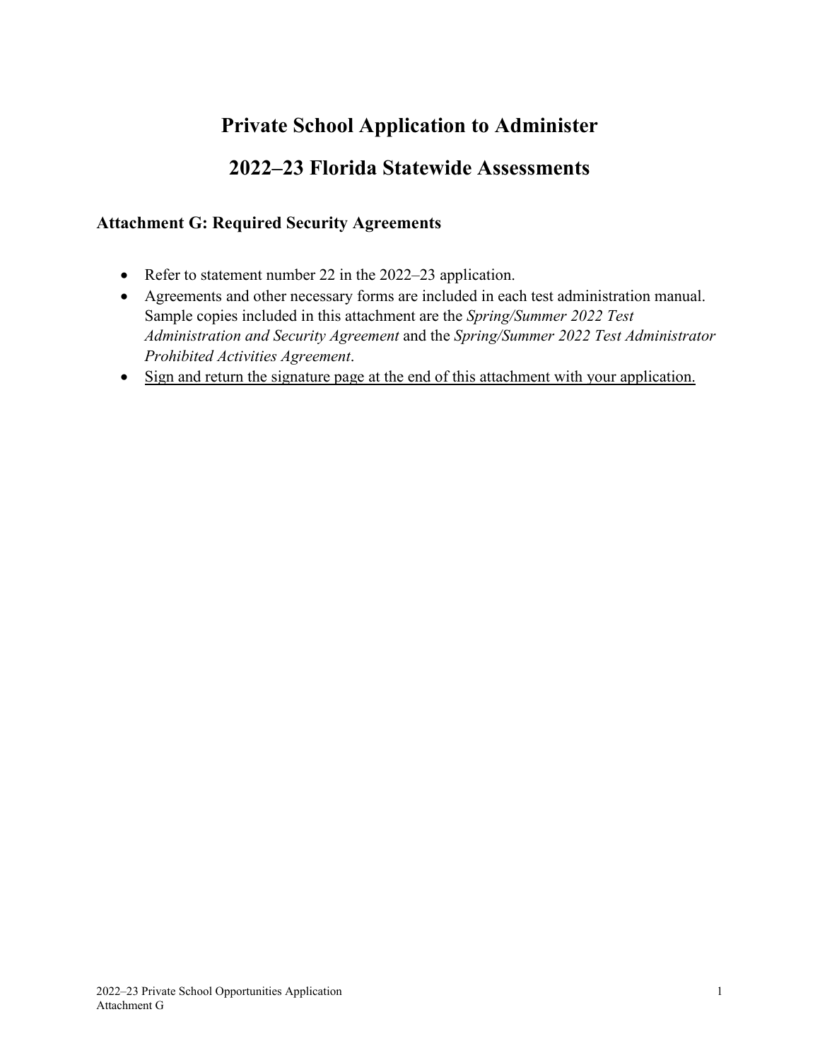# Private School Application to Administer

# 2022–23 Florida Statewide Assessments

### Attachment G: Required Security Agreements

- Refer to statement number 22 in the 2022–23 application.
- Agreements and other necessary forms are included in each test administration manual. Sample copies included in this attachment are the *Spring/Summer 2022 Test Administration and Security Agreement* and the *Spring/Summer 2022 Test Administrator Prohibited Activities Agreement*.
- <u>Sign and return the signature page at the end of this attachment with your application.</u>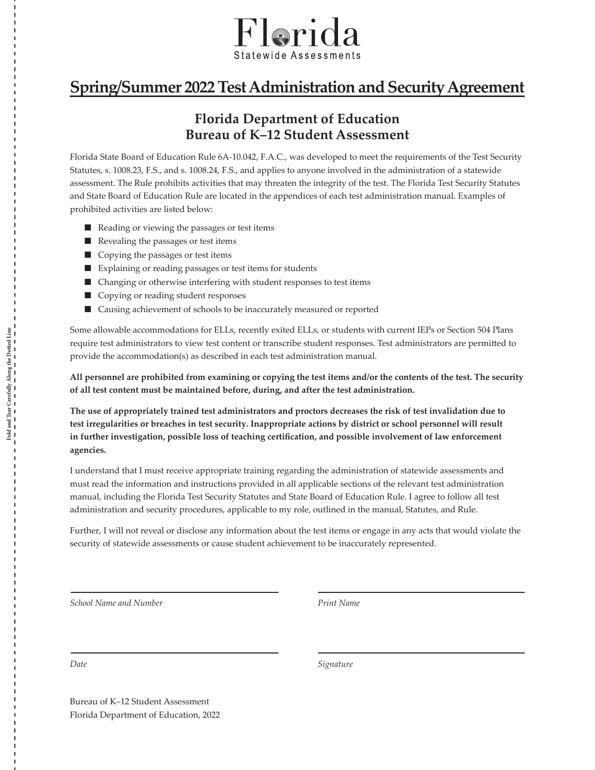Florida
Statewide Assessments

# Spring/Summer 2022 Test Administration and Security Agreement

## Florida Department of Education
## Bureau of K–12 Student Assessment

Florida State Board of Education Rule 6A-10.042, F.A.C., was developed to meet the requirements of the Test Security Statutes, s. 1008.23, F.S., and s. 1008.24, F.S., and applies to anyone involved in the administration of a statewide assessment. The Rule prohibits activities that may threaten the integrity of the test. The Florida Test Security Statutes and State Board of Education Rule are located in the appendices of each test administration manual. Examples of prohibited activities are listed below:

- Reading or viewing the passages or test items
- Revealing the passages or test items
- Copying the passages or test items
- Explaining or reading passages or test items for students
- Changing or otherwise interfering with student responses to test items
- Copying or reading student responses
- Causing achievement of schools to be inaccurately measured or reported

Some allowable accommodations for ELLs, recently exited ELLs, or students with current IEPs or Section 504 Plans require test administrators to view test content or transcribe student responses. Test administrators are permitted to provide the accommodation(s) as described in each test administration manual.

**All personnel are prohibited from examining or copying the test items and/or the contents of the test. The security of all test content must be maintained before, during, and after the test administration.**

**The use of appropriately trained test administrators and proctors decreases the risk of test invalidation due to test irregularities or breaches in test security. Inappropriate actions by district or school personnel will result in further investigation, possible loss of teaching certification, and possible involvement of law enforcement agencies.**

I understand that I must receive appropriate training regarding the administration of statewide assessments and must read the information and instructions provided in all applicable sections of the relevant test administration manual, including the Florida Test Security Statutes and State Board of Education Rule. I agree to follow all test administration and security procedures, applicable to my role, outlined in the manual, Statutes, and Rule.

Further, I will not reveal or disclose any information about the test items or engage in any acts that would violate the security of statewide assessments or cause student achievement to be inaccurately represented.

_______________________________ *School Name and Number*

_______________________________ *Print Name*

_______________________________ *Date*

_______________________________ *Signature*

Bureau of K–12 Student Assessment
Florida Department of Education, 2022

Fold and Tear Carefully Along the Dotted Line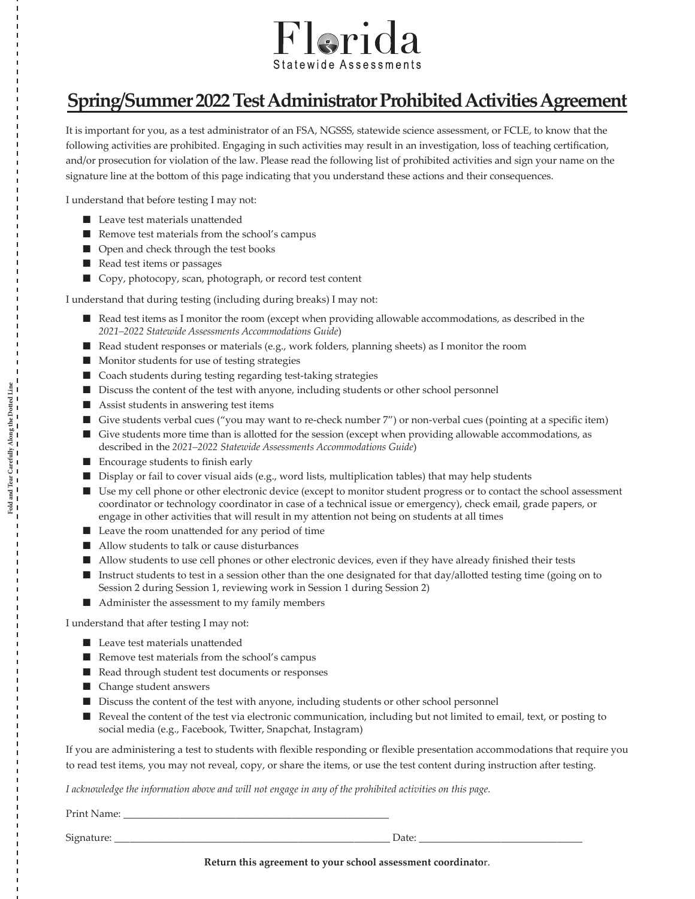Florida Statewide Assessments

# Spring/Summer 2022 Test Administrator Prohibited Activities Agreement

It is important for you, as a test administrator of an FSA, NGSSS, statewide science assessment, or FCLE, to know that the following activities are prohibited. Engaging in such activities may result in an investigation, loss of teaching certification, and/or prosecution for violation of the law. Please read the following list of prohibited activities and sign your name on the signature line at the bottom of this page indicating that you understand these actions and their consequences.

I understand that before testing I may not:

- Leave test materials unattended
- Remove test materials from the school's campus
- Open and check through the test books
- Read test items or passages
- Copy, photocopy, scan, photograph, or record test content

I understand that during testing (including during breaks) I may not:

- Read test items as I monitor the room (except when providing allowable accommodations, as described in the *2021–2022 Statewide Assessments Accommodations Guide*)
- Read student responses or materials (e.g., work folders, planning sheets) as I monitor the room
- Monitor students for use of testing strategies
- Coach students during testing regarding test-taking strategies
- Discuss the content of the test with anyone, including students or other school personnel
- Assist students in answering test items
- Give students verbal cues ("you may want to re-check number 7") or non-verbal cues (pointing at a specific item)
- Give students more time than is allotted for the session (except when providing allowable accommodations, as described in the *2021–2022 Statewide Assessments Accommodations Guide*)
- Encourage students to finish early
- Display or fail to cover visual aids (e.g., word lists, multiplication tables) that may help students
- Use my cell phone or other electronic device (except to monitor student progress or to contact the school assessment coordinator or technology coordinator in case of a technical issue or emergency), check email, grade papers, or engage in other activities that will result in my attention not being on students at all times
- Leave the room unattended for any period of time
- Allow students to talk or cause disturbances
- Allow students to use cell phones or other electronic devices, even if they have already finished their tests
- Instruct students to test in a session other than the one designated for that day/allotted testing time (going on to Session 2 during Session 1, reviewing work in Session 1 during Session 2)
- Administer the assessment to my family members

I understand that after testing I may not:

- Leave test materials unattended
- Remove test materials from the school's campus
- Read through student test documents or responses
- Change student answers
- Discuss the content of the test with anyone, including students or other school personnel
- Reveal the content of the test via electronic communication, including but not limited to email, text, or posting to social media (e.g., Facebook, Twitter, Snapchat, Instagram)

If you are administering a test to students with flexible responding or flexible presentation accommodations that require you to read test items, you may not reveal, copy, or share the items, or use the test content during instruction after testing.

*I acknowledge the information above and will not engage in any of the prohibited activities on this page.*

Print Name: ___________________________________________________

Signature: ______________________________________________________ Date: _______________________________

**Return this agreement to your school assessment coordinator.**

Fold and Tear Carefully Along the Dotted Line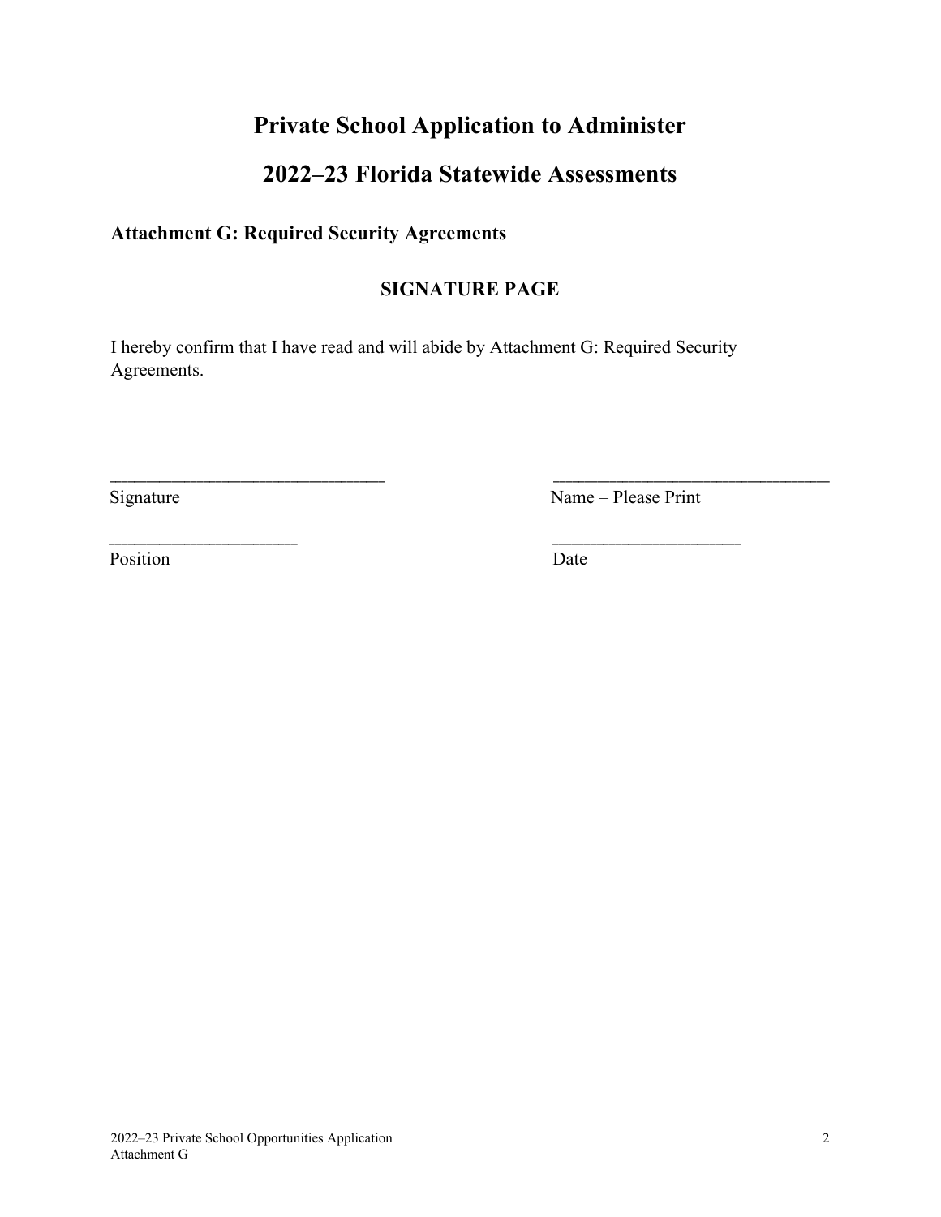# Private School Application to Administer

# 2022–23 Florida Statewide Assessments

### Attachment G: Required Security Agreements

#### SIGNATURE PAGE

I hereby confirm that I have read and will abide by Attachment G: Required Security Agreements.

______________________________ ______________________________

Signature Name – Please Print

____________________ ____________________

Position Date